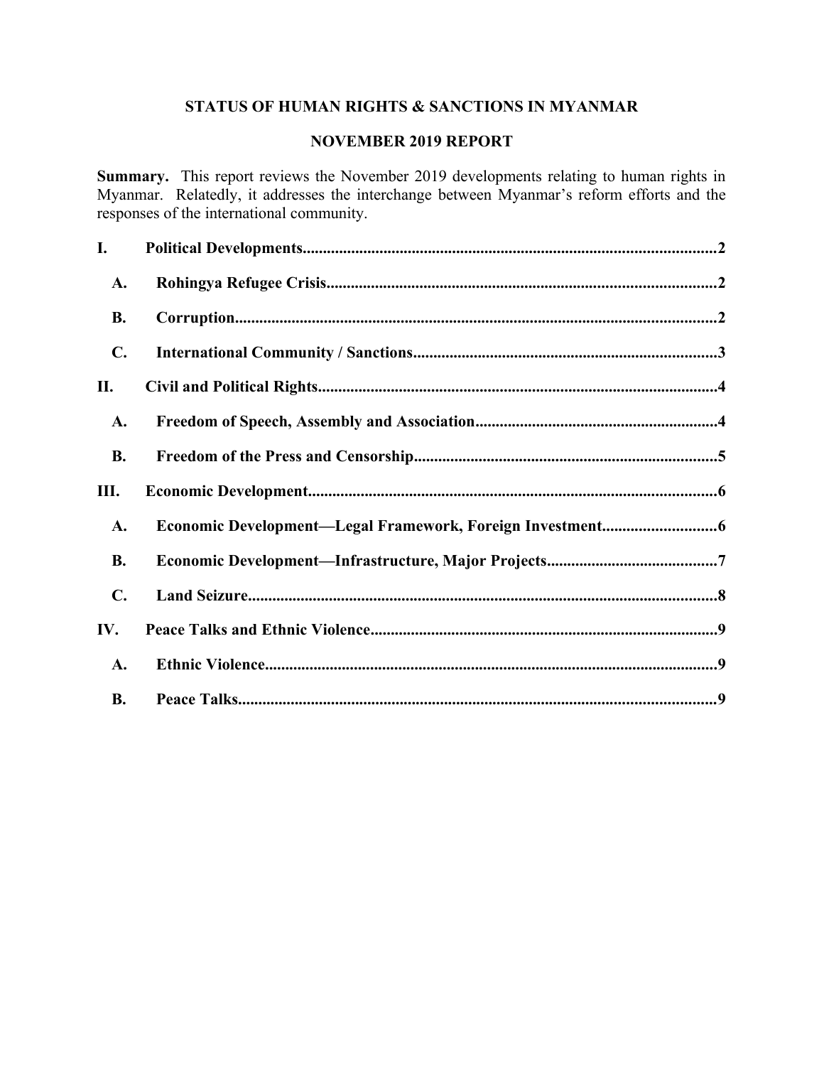**STATUS OF HUMAN RIGHTS & SANCTIONS IN MYANMAR**

**NOVEMBER 2019 REPORT**

**Summary.** This report reviews the November 2019 developments relating to human rights in Myanmar. Relatedly, it addresses the interchange between Myanmar's reform efforts and the responses of the international community.

**I. Political Developments** .......... 2

- **A. Rohingya Refugee Crisis** .......... 2
- **B. Corruption** .......... 2
- **C. International Community / Sanctions** .......... 3

**II. Civil and Political Rights** .......... 4

- **A. Freedom of Speech, Assembly and Association** .......... 4
- **B. Freedom of the Press and Censorship** .......... 5

**III. Economic Development** .......... 6

- **A. Economic Development—Legal Framework, Foreign Investment** .......... 6
- **B. Economic Development—Infrastructure, Major Projects** .......... 7
- **C. Land Seizure** .......... 8

**IV. Peace Talks and Ethnic Violence** .......... 9

- **A. Ethnic Violence** .......... 9
- **B. Peace Talks** .......... 9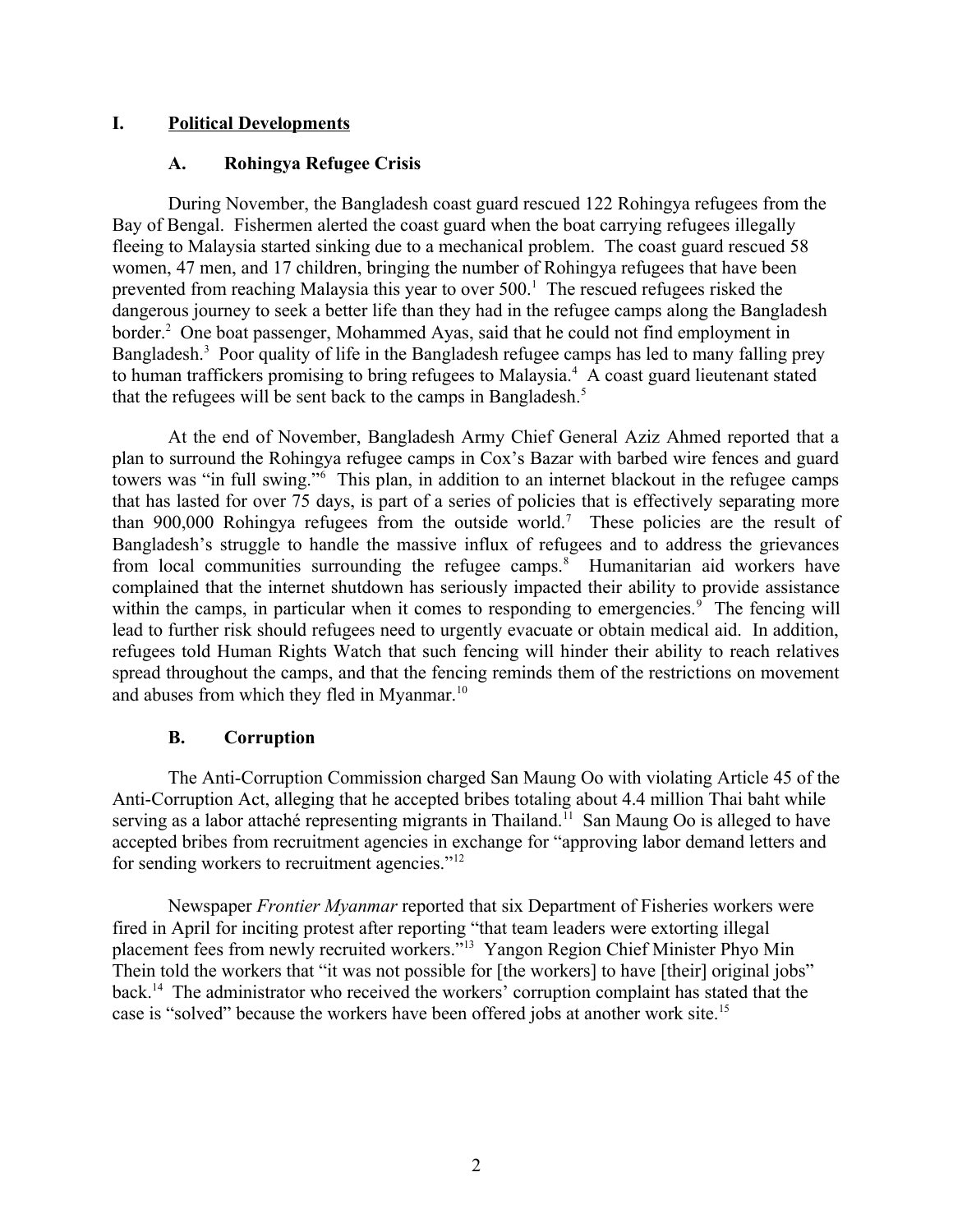# I. Political Developments

## A. Rohingya Refugee Crisis

During November, the Bangladesh coast guard rescued 122 Rohingya refugees from the Bay of Bengal. Fishermen alerted the coast guard when the boat carrying refugees illegally fleeing to Malaysia started sinking due to a mechanical problem. The coast guard rescued 58 women, 47 men, and 17 children, bringing the number of Rohingya refugees that have been prevented from reaching Malaysia this year to over 500.[1] The rescued refugees risked the dangerous journey to seek a better life than they had in the refugee camps along the Bangladesh border.[2] One boat passenger, Mohammed Ayas, said that he could not find employment in Bangladesh.[3] Poor quality of life in the Bangladesh refugee camps has led to many falling prey to human traffickers promising to bring refugees to Malaysia.[4] A coast guard lieutenant stated that the refugees will be sent back to the camps in Bangladesh.[5]

At the end of November, Bangladesh Army Chief General Aziz Ahmed reported that a plan to surround the Rohingya refugee camps in Cox's Bazar with barbed wire fences and guard towers was "in full swing."[6] This plan, in addition to an internet blackout in the refugee camps that has lasted for over 75 days, is part of a series of policies that is effectively separating more than 900,000 Rohingya refugees from the outside world.[7] These policies are the result of Bangladesh's struggle to handle the massive influx of refugees and to address the grievances from local communities surrounding the refugee camps.[8] Humanitarian aid workers have complained that the internet shutdown has seriously impacted their ability to provide assistance within the camps, in particular when it comes to responding to emergencies.[9] The fencing will lead to further risk should refugees need to urgently evacuate or obtain medical aid. In addition, refugees told Human Rights Watch that such fencing will hinder their ability to reach relatives spread throughout the camps, and that the fencing reminds them of the restrictions on movement and abuses from which they fled in Myanmar.[10]

## B. Corruption

The Anti-Corruption Commission charged San Maung Oo with violating Article 45 of the Anti-Corruption Act, alleging that he accepted bribes totaling about 4.4 million Thai baht while serving as a labor attaché representing migrants in Thailand.[11] San Maung Oo is alleged to have accepted bribes from recruitment agencies in exchange for "approving labor demand letters and for sending workers to recruitment agencies."[12]

Newspaper *Frontier Myanmar* reported that six Department of Fisheries workers were fired in April for inciting protest after reporting "that team leaders were extorting illegal placement fees from newly recruited workers."[13] Yangon Region Chief Minister Phyo Min Thein told the workers that "it was not possible for [the workers] to have [their] original jobs" back.[14] The administrator who received the workers' corruption complaint has stated that the case is "solved" because the workers have been offered jobs at another work site.[15]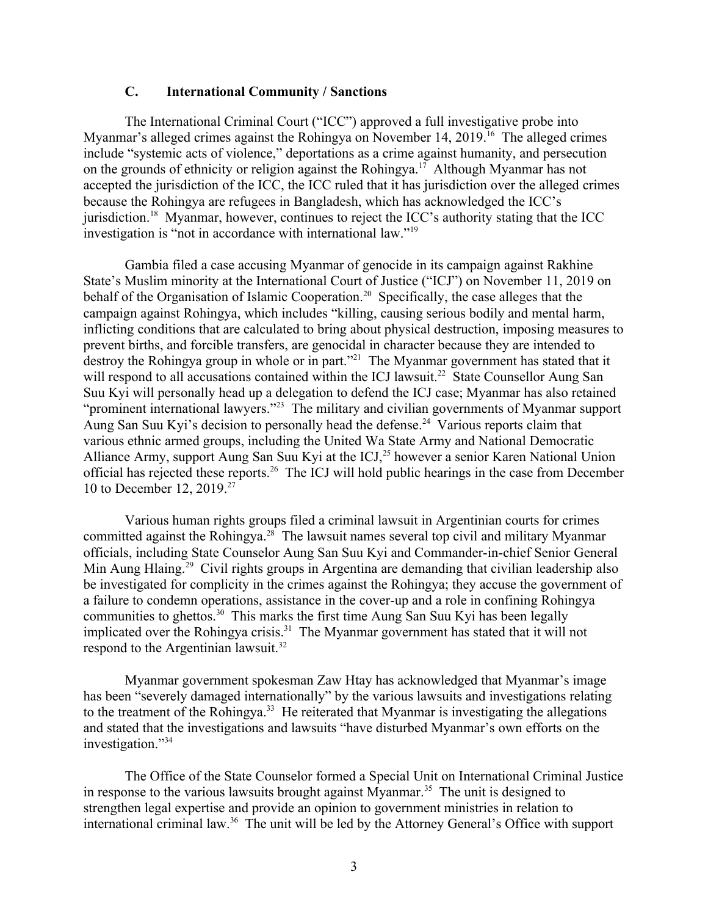### C. International Community / Sanctions

The International Criminal Court ("ICC") approved a full investigative probe into Myanmar's alleged crimes against the Rohingya on November 14, 2019.[16] The alleged crimes include "systemic acts of violence," deportations as a crime against humanity, and persecution on the grounds of ethnicity or religion against the Rohingya.[17] Although Myanmar has not accepted the jurisdiction of the ICC, the ICC ruled that it has jurisdiction over the alleged crimes because the Rohingya are refugees in Bangladesh, which has acknowledged the ICC's jurisdiction.[18] Myanmar, however, continues to reject the ICC's authority stating that the ICC investigation is "not in accordance with international law."[19]

Gambia filed a case accusing Myanmar of genocide in its campaign against Rakhine State's Muslim minority at the International Court of Justice ("ICJ") on November 11, 2019 on behalf of the Organisation of Islamic Cooperation.[20] Specifically, the case alleges that the campaign against Rohingya, which includes "killing, causing serious bodily and mental harm, inflicting conditions that are calculated to bring about physical destruction, imposing measures to prevent births, and forcible transfers, are genocidal in character because they are intended to destroy the Rohingya group in whole or in part."[21] The Myanmar government has stated that it will respond to all accusations contained within the ICJ lawsuit.[22] State Counsellor Aung San Suu Kyi will personally head up a delegation to defend the ICJ case; Myanmar has also retained "prominent international lawyers."[23] The military and civilian governments of Myanmar support Aung San Suu Kyi's decision to personally head the defense.[24] Various reports claim that various ethnic armed groups, including the United Wa State Army and National Democratic Alliance Army, support Aung San Suu Kyi at the ICJ,[25] however a senior Karen National Union official has rejected these reports.[26] The ICJ will hold public hearings in the case from December 10 to December 12, 2019.[27]

Various human rights groups filed a criminal lawsuit in Argentinian courts for crimes committed against the Rohingya.[28] The lawsuit names several top civil and military Myanmar officials, including State Counselor Aung San Suu Kyi and Commander-in-chief Senior General Min Aung Hlaing.[29] Civil rights groups in Argentina are demanding that civilian leadership also be investigated for complicity in the crimes against the Rohingya; they accuse the government of a failure to condemn operations, assistance in the cover-up and a role in confining Rohingya communities to ghettos.[30] This marks the first time Aung San Suu Kyi has been legally implicated over the Rohingya crisis.[31] The Myanmar government has stated that it will not respond to the Argentinian lawsuit.[32]

Myanmar government spokesman Zaw Htay has acknowledged that Myanmar's image has been "severely damaged internationally" by the various lawsuits and investigations relating to the treatment of the Rohingya.[33] He reiterated that Myanmar is investigating the allegations and stated that the investigations and lawsuits "have disturbed Myanmar's own efforts on the investigation."[34]

The Office of the State Counselor formed a Special Unit on International Criminal Justice in response to the various lawsuits brought against Myanmar.[35] The unit is designed to strengthen legal expertise and provide an opinion to government ministries in relation to international criminal law.[36] The unit will be led by the Attorney General's Office with support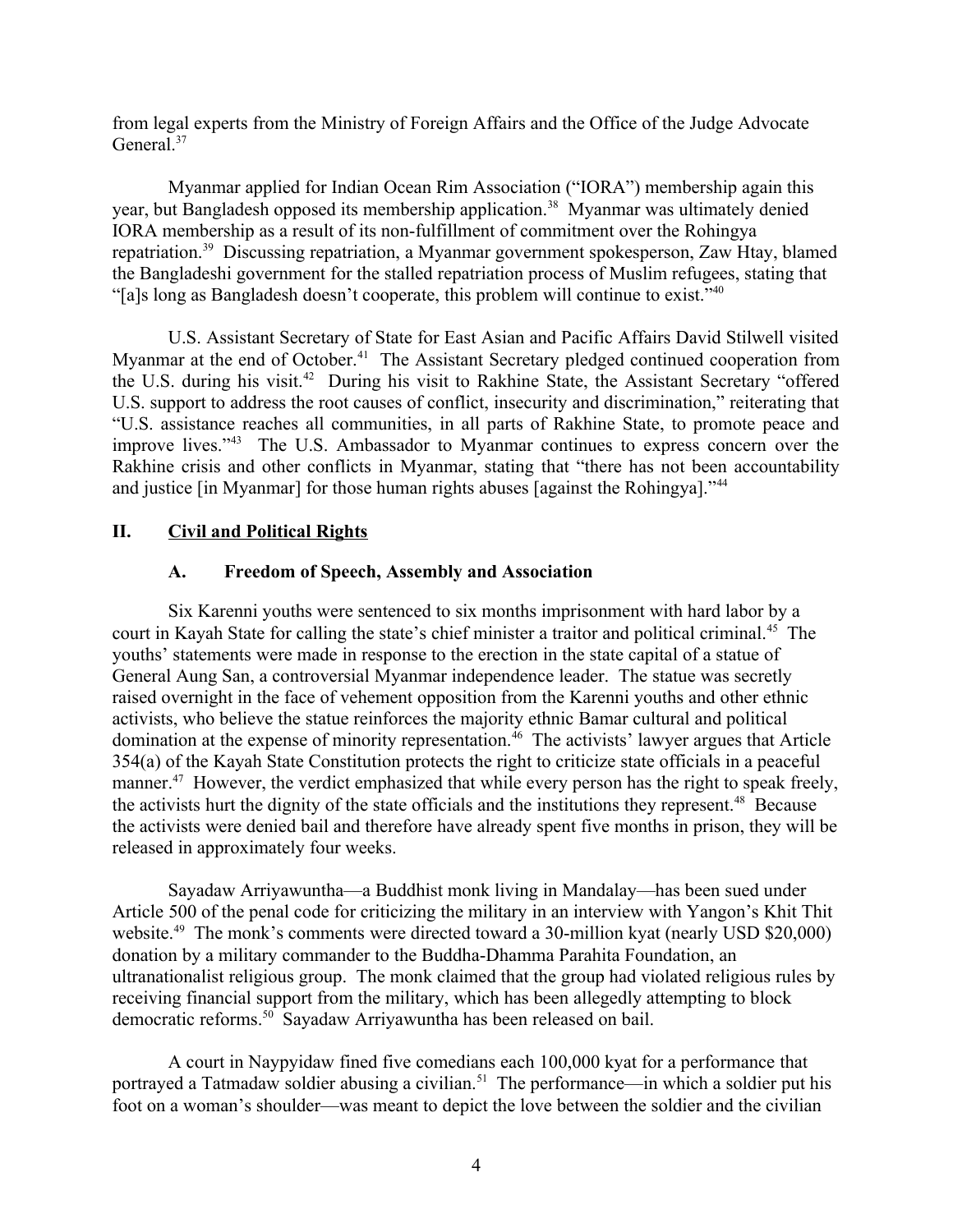from legal experts from the Ministry of Foreign Affairs and the Office of the Judge Advocate General.[37]

Myanmar applied for Indian Ocean Rim Association ("IORA") membership again this year, but Bangladesh opposed its membership application.[38] Myanmar was ultimately denied IORA membership as a result of its non-fulfillment of commitment over the Rohingya repatriation.[39] Discussing repatriation, a Myanmar government spokesperson, Zaw Htay, blamed the Bangladeshi government for the stalled repatriation process of Muslim refugees, stating that "[a]s long as Bangladesh doesn't cooperate, this problem will continue to exist."[40]

U.S. Assistant Secretary of State for East Asian and Pacific Affairs David Stilwell visited Myanmar at the end of October.[41] The Assistant Secretary pledged continued cooperation from the U.S. during his visit.[42] During his visit to Rakhine State, the Assistant Secretary "offered U.S. support to address the root causes of conflict, insecurity and discrimination," reiterating that "U.S. assistance reaches all communities, in all parts of Rakhine State, to promote peace and improve lives."[43] The U.S. Ambassador to Myanmar continues to express concern over the Rakhine crisis and other conflicts in Myanmar, stating that "there has not been accountability and justice [in Myanmar] for those human rights abuses [against the Rohingya]."[44]

## II. Civil and Political Rights

### A. Freedom of Speech, Assembly and Association

Six Karenni youths were sentenced to six months imprisonment with hard labor by a court in Kayah State for calling the state's chief minister a traitor and political criminal.[45] The youths' statements were made in response to the erection in the state capital of a statue of General Aung San, a controversial Myanmar independence leader. The statue was secretly raised overnight in the face of vehement opposition from the Karenni youths and other ethnic activists, who believe the statue reinforces the majority ethnic Bamar cultural and political domination at the expense of minority representation.[46] The activists' lawyer argues that Article 354(a) of the Kayah State Constitution protects the right to criticize state officials in a peaceful manner.[47] However, the verdict emphasized that while every person has the right to speak freely, the activists hurt the dignity of the state officials and the institutions they represent.[48] Because the activists were denied bail and therefore have already spent five months in prison, they will be released in approximately four weeks.

Sayadaw Arriyawuntha—a Buddhist monk living in Mandalay—has been sued under Article 500 of the penal code for criticizing the military in an interview with Yangon's Khit Thit website.[49] The monk's comments were directed toward a 30-million kyat (nearly USD $20,000) donation by a military commander to the Buddha-Dhamma Parahita Foundation, an ultranationalist religious group. The monk claimed that the group had violated religious rules by receiving financial support from the military, which has been allegedly attempting to block democratic reforms.[50] Sayadaw Arriyawuntha has been released on bail.

A court in Naypyidaw fined five comedians each 100,000 kyat for a performance that portrayed a Tatmadaw soldier abusing a civilian.[51] The performance—in which a soldier put his foot on a woman's shoulder—was meant to depict the love between the soldier and the civilian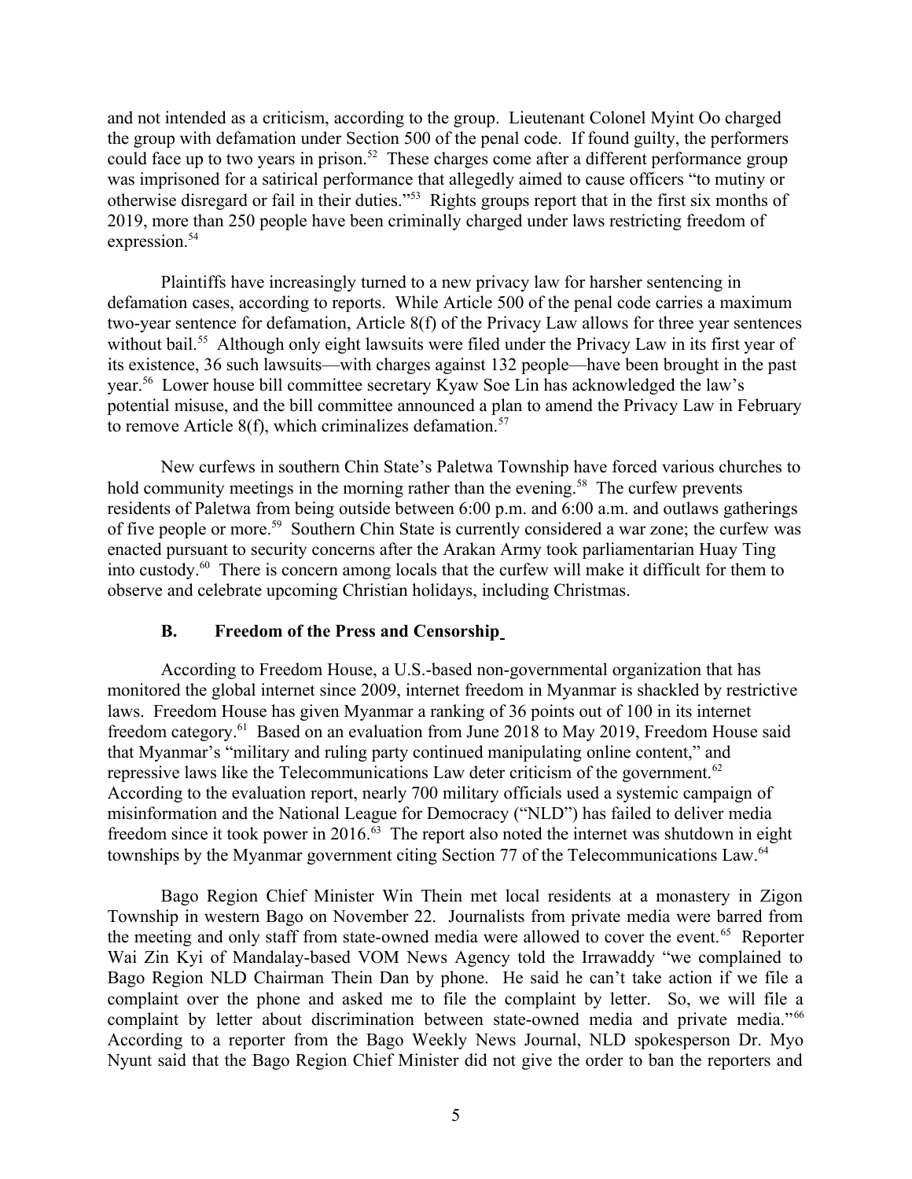and not intended as a criticism, according to the group. Lieutenant Colonel Myint Oo charged the group with defamation under Section 500 of the penal code. If found guilty, the performers could face up to two years in prison.[52] These charges come after a different performance group was imprisoned for a satirical performance that allegedly aimed to cause officers "to mutiny or otherwise disregard or fail in their duties."[53] Rights groups report that in the first six months of 2019, more than 250 people have been criminally charged under laws restricting freedom of expression.[54]

Plaintiffs have increasingly turned to a new privacy law for harsher sentencing in defamation cases, according to reports. While Article 500 of the penal code carries a maximum two-year sentence for defamation, Article 8(f) of the Privacy Law allows for three year sentences without bail.[55] Although only eight lawsuits were filed under the Privacy Law in its first year of its existence, 36 such lawsuits—with charges against 132 people—have been brought in the past year.[56] Lower house bill committee secretary Kyaw Soe Lin has acknowledged the law's potential misuse, and the bill committee announced a plan to amend the Privacy Law in February to remove Article 8(f), which criminalizes defamation.[57]

New curfews in southern Chin State's Paletwa Township have forced various churches to hold community meetings in the morning rather than the evening.[58] The curfew prevents residents of Paletwa from being outside between 6:00 p.m. and 6:00 a.m. and outlaws gatherings of five people or more.[59] Southern Chin State is currently considered a war zone; the curfew was enacted pursuant to security concerns after the Arakan Army took parliamentarian Huay Ting into custody.[60] There is concern among locals that the curfew will make it difficult for them to observe and celebrate upcoming Christian holidays, including Christmas.

### B. Freedom of the Press and Censorship

According to Freedom House, a U.S.-based non-governmental organization that has monitored the global internet since 2009, internet freedom in Myanmar is shackled by restrictive laws. Freedom House has given Myanmar a ranking of 36 points out of 100 in its internet freedom category.[61] Based on an evaluation from June 2018 to May 2019, Freedom House said that Myanmar's "military and ruling party continued manipulating online content," and repressive laws like the Telecommunications Law deter criticism of the government.[62] According to the evaluation report, nearly 700 military officials used a systemic campaign of misinformation and the National League for Democracy ("NLD") has failed to deliver media freedom since it took power in 2016.[63] The report also noted the internet was shutdown in eight townships by the Myanmar government citing Section 77 of the Telecommunications Law.[64]

Bago Region Chief Minister Win Thein met local residents at a monastery in Zigon Township in western Bago on November 22. Journalists from private media were barred from the meeting and only staff from state-owned media were allowed to cover the event.[65] Reporter Wai Zin Kyi of Mandalay-based VOM News Agency told the Irrawaddy "we complained to Bago Region NLD Chairman Thein Dan by phone. He said he can't take action if we file a complaint over the phone and asked me to file the complaint by letter. So, we will file a complaint by letter about discrimination between state-owned media and private media."[66] According to a reporter from the Bago Weekly News Journal, NLD spokesperson Dr. Myo Nyunt said that the Bago Region Chief Minister did not give the order to ban the reporters and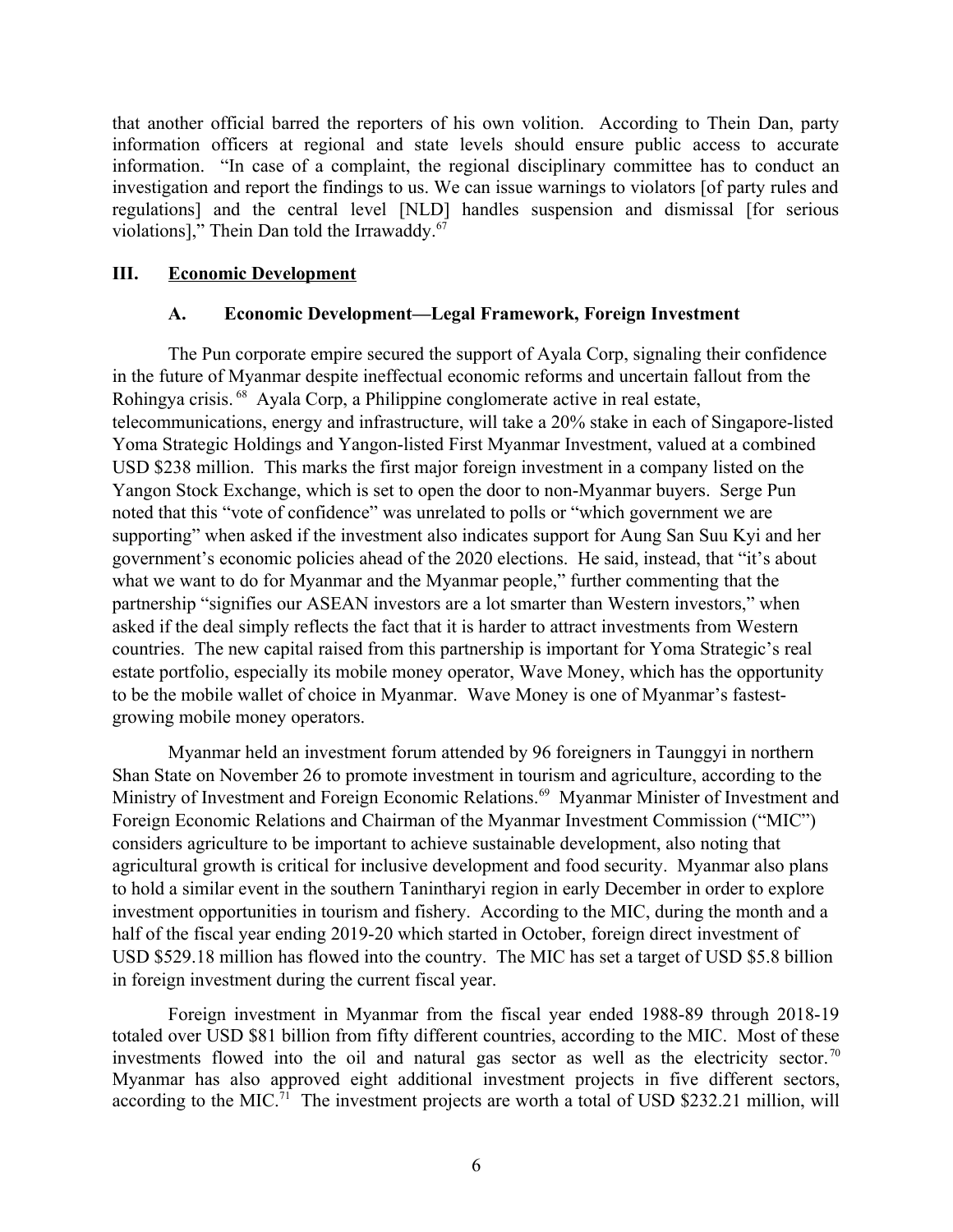that another official barred the reporters of his own volition. According to Thein Dan, party information officers at regional and state levels should ensure public access to accurate information. "In case of a complaint, the regional disciplinary committee has to conduct an investigation and report the findings to us. We can issue warnings to violators [of party rules and regulations] and the central level [NLD] handles suspension and dismissal [for serious violations]," Thein Dan told the Irrawaddy.[67]

## III. Economic Development

### A. Economic Development—Legal Framework, Foreign Investment

The Pun corporate empire secured the support of Ayala Corp, signaling their confidence in the future of Myanmar despite ineffectual economic reforms and uncertain fallout from the Rohingya crisis.[68] Ayala Corp, a Philippine conglomerate active in real estate, telecommunications, energy and infrastructure, will take a 20% stake in each of Singapore-listed Yoma Strategic Holdings and Yangon-listed First Myanmar Investment, valued at a combined USD $238 million. This marks the first major foreign investment in a company listed on the Yangon Stock Exchange, which is set to open the door to non-Myanmar buyers. Serge Pun noted that this "vote of confidence" was unrelated to polls or "which government we are supporting" when asked if the investment also indicates support for Aung San Suu Kyi and her government's economic policies ahead of the 2020 elections. He said, instead, that "it's about what we want to do for Myanmar and the Myanmar people," further commenting that the partnership "signifies our ASEAN investors are a lot smarter than Western investors," when asked if the deal simply reflects the fact that it is harder to attract investments from Western countries. The new capital raised from this partnership is important for Yoma Strategic's real estate portfolio, especially its mobile money operator, Wave Money, which has the opportunity to be the mobile wallet of choice in Myanmar. Wave Money is one of Myanmar's fastest-growing mobile money operators.

Myanmar held an investment forum attended by 96 foreigners in Taunggyi in northern Shan State on November 26 to promote investment in tourism and agriculture, according to the Ministry of Investment and Foreign Economic Relations.[69] Myanmar Minister of Investment and Foreign Economic Relations and Chairman of the Myanmar Investment Commission ("MIC") considers agriculture to be important to achieve sustainable development, also noting that agricultural growth is critical for inclusive development and food security. Myanmar also plans to hold a similar event in the southern Tanintharyi region in early December in order to explore investment opportunities in tourism and fishery. According to the MIC, during the month and a half of the fiscal year ending 2019-20 which started in October, foreign direct investment of USD $529.18 million has flowed into the country. The MIC has set a target of USD $5.8 billion in foreign investment during the current fiscal year.

Foreign investment in Myanmar from the fiscal year ended 1988-89 through 2018-19 totaled over USD $81 billion from fifty different countries, according to the MIC. Most of these investments flowed into the oil and natural gas sector as well as the electricity sector.[70] Myanmar has also approved eight additional investment projects in five different sectors, according to the MIC.[71] The investment projects are worth a total of USD $232.21 million, will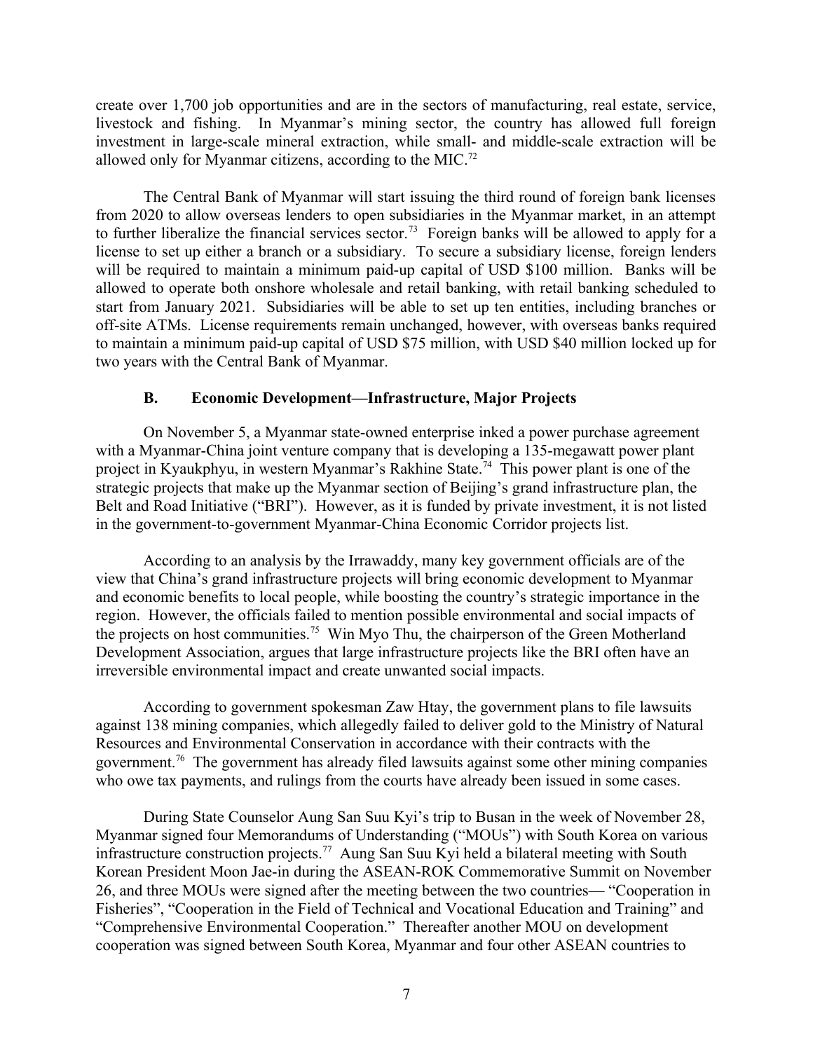create over 1,700 job opportunities and are in the sectors of manufacturing, real estate, service, livestock and fishing. In Myanmar's mining sector, the country has allowed full foreign investment in large-scale mineral extraction, while small- and middle-scale extraction will be allowed only for Myanmar citizens, according to the MIC.[72]

The Central Bank of Myanmar will start issuing the third round of foreign bank licenses from 2020 to allow overseas lenders to open subsidiaries in the Myanmar market, in an attempt to further liberalize the financial services sector.[73] Foreign banks will be allowed to apply for a license to set up either a branch or a subsidiary. To secure a subsidiary license, foreign lenders will be required to maintain a minimum paid-up capital of USD $100 million. Banks will be allowed to operate both onshore wholesale and retail banking, with retail banking scheduled to start from January 2021. Subsidiaries will be able to set up ten entities, including branches or off-site ATMs. License requirements remain unchanged, however, with overseas banks required to maintain a minimum paid-up capital of USD $75 million, with USD $40 million locked up for two years with the Central Bank of Myanmar.

### B. Economic Development—Infrastructure, Major Projects

On November 5, a Myanmar state-owned enterprise inked a power purchase agreement with a Myanmar-China joint venture company that is developing a 135-megawatt power plant project in Kyaukphyu, in western Myanmar's Rakhine State.[74] This power plant is one of the strategic projects that make up the Myanmar section of Beijing's grand infrastructure plan, the Belt and Road Initiative ("BRI"). However, as it is funded by private investment, it is not listed in the government-to-government Myanmar-China Economic Corridor projects list.

According to an analysis by the Irrawaddy, many key government officials are of the view that China's grand infrastructure projects will bring economic development to Myanmar and economic benefits to local people, while boosting the country's strategic importance in the region. However, the officials failed to mention possible environmental and social impacts of the projects on host communities.[75] Win Myo Thu, the chairperson of the Green Motherland Development Association, argues that large infrastructure projects like the BRI often have an irreversible environmental impact and create unwanted social impacts.

According to government spokesman Zaw Htay, the government plans to file lawsuits against 138 mining companies, which allegedly failed to deliver gold to the Ministry of Natural Resources and Environmental Conservation in accordance with their contracts with the government.[76] The government has already filed lawsuits against some other mining companies who owe tax payments, and rulings from the courts have already been issued in some cases.

During State Counselor Aung San Suu Kyi's trip to Busan in the week of November 28, Myanmar signed four Memorandums of Understanding ("MOUs") with South Korea on various infrastructure construction projects.[77] Aung San Suu Kyi held a bilateral meeting with South Korean President Moon Jae-in during the ASEAN-ROK Commemorative Summit on November 26, and three MOUs were signed after the meeting between the two countries— "Cooperation in Fisheries", "Cooperation in the Field of Technical and Vocational Education and Training" and "Comprehensive Environmental Cooperation." Thereafter another MOU on development cooperation was signed between South Korea, Myanmar and four other ASEAN countries to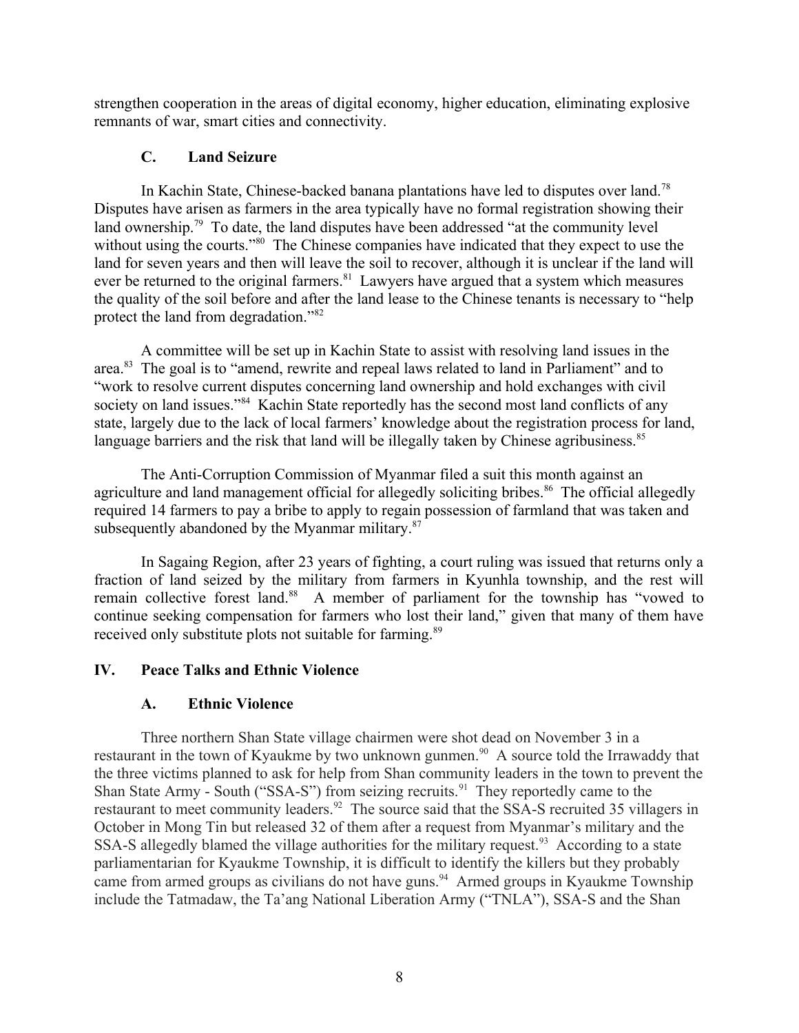strengthen cooperation in the areas of digital economy, higher education, eliminating explosive remnants of war, smart cities and connectivity.

### C. Land Seizure

In Kachin State, Chinese-backed banana plantations have led to disputes over land.[78] Disputes have arisen as farmers in the area typically have no formal registration showing their land ownership.[79] To date, the land disputes have been addressed "at the community level without using the courts."[80] The Chinese companies have indicated that they expect to use the land for seven years and then will leave the soil to recover, although it is unclear if the land will ever be returned to the original farmers.[81] Lawyers have argued that a system which measures the quality of the soil before and after the land lease to the Chinese tenants is necessary to "help protect the land from degradation."[82]

A committee will be set up in Kachin State to assist with resolving land issues in the area.[83] The goal is to "amend, rewrite and repeal laws related to land in Parliament" and to "work to resolve current disputes concerning land ownership and hold exchanges with civil society on land issues."[84] Kachin State reportedly has the second most land conflicts of any state, largely due to the lack of local farmers' knowledge about the registration process for land, language barriers and the risk that land will be illegally taken by Chinese agribusiness.[85]

The Anti-Corruption Commission of Myanmar filed a suit this month against an agriculture and land management official for allegedly soliciting bribes.[86] The official allegedly required 14 farmers to pay a bribe to apply to regain possession of farmland that was taken and subsequently abandoned by the Myanmar military.[87]

In Sagaing Region, after 23 years of fighting, a court ruling was issued that returns only a fraction of land seized by the military from farmers in Kyunhla township, and the rest will remain collective forest land.[88] A member of parliament for the township has "vowed to continue seeking compensation for farmers who lost their land," given that many of them have received only substitute plots not suitable for farming.[89]

## IV. Peace Talks and Ethnic Violence

### A. Ethnic Violence

Three northern Shan State village chairmen were shot dead on November 3 in a restaurant in the town of Kyaukme by two unknown gunmen.[90] A source told the Irrawaddy that the three victims planned to ask for help from Shan community leaders in the town to prevent the Shan State Army - South ("SSA-S") from seizing recruits.[91] They reportedly came to the restaurant to meet community leaders.[92] The source said that the SSA-S recruited 35 villagers in October in Mong Tin but released 32 of them after a request from Myanmar's military and the SSA-S allegedly blamed the village authorities for the military request.[93] According to a state parliamentarian for Kyaukme Township, it is difficult to identify the killers but they probably came from armed groups as civilians do not have guns.[94] Armed groups in Kyaukme Township include the Tatmadaw, the Ta'ang National Liberation Army ("TNLA"), SSA-S and the Shan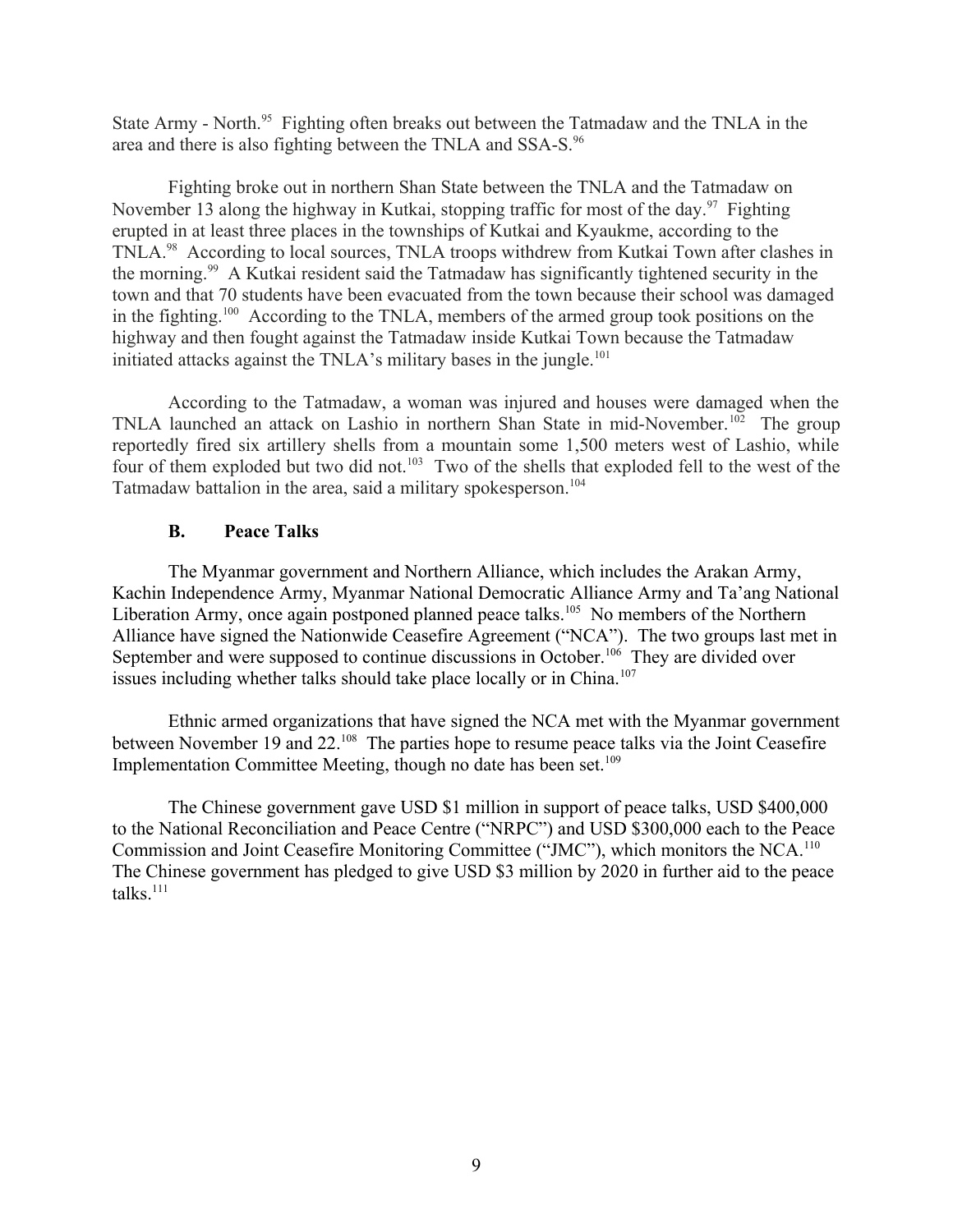State Army - North.[95] Fighting often breaks out between the Tatmadaw and the TNLA in the area and there is also fighting between the TNLA and SSA-S.[96]

Fighting broke out in northern Shan State between the TNLA and the Tatmadaw on November 13 along the highway in Kutkai, stopping traffic for most of the day.[97] Fighting erupted in at least three places in the townships of Kutkai and Kyaukme, according to the TNLA.[98] According to local sources, TNLA troops withdrew from Kutkai Town after clashes in the morning.[99] A Kutkai resident said the Tatmadaw has significantly tightened security in the town and that 70 students have been evacuated from the town because their school was damaged in the fighting.[100] According to the TNLA, members of the armed group took positions on the highway and then fought against the Tatmadaw inside Kutkai Town because the Tatmadaw initiated attacks against the TNLA's military bases in the jungle.[101]

According to the Tatmadaw, a woman was injured and houses were damaged when the TNLA launched an attack on Lashio in northern Shan State in mid-November.[102] The group reportedly fired six artillery shells from a mountain some 1,500 meters west of Lashio, while four of them exploded but two did not.[103] Two of the shells that exploded fell to the west of the Tatmadaw battalion in the area, said a military spokesperson.[104]

### B. Peace Talks

The Myanmar government and Northern Alliance, which includes the Arakan Army, Kachin Independence Army, Myanmar National Democratic Alliance Army and Ta'ang National Liberation Army, once again postponed planned peace talks.[105] No members of the Northern Alliance have signed the Nationwide Ceasefire Agreement ("NCA"). The two groups last met in September and were supposed to continue discussions in October.[106] They are divided over issues including whether talks should take place locally or in China.[107]

Ethnic armed organizations that have signed the NCA met with the Myanmar government between November 19 and 22.[108] The parties hope to resume peace talks via the Joint Ceasefire Implementation Committee Meeting, though no date has been set.[109]

The Chinese government gave USD $1 million in support of peace talks, USD $400,000 to the National Reconciliation and Peace Centre ("NRPC") and USD $300,000 each to the Peace Commission and Joint Ceasefire Monitoring Committee ("JMC"), which monitors the NCA.[110] The Chinese government has pledged to give USD $3 million by 2020 in further aid to the peace talks.[111]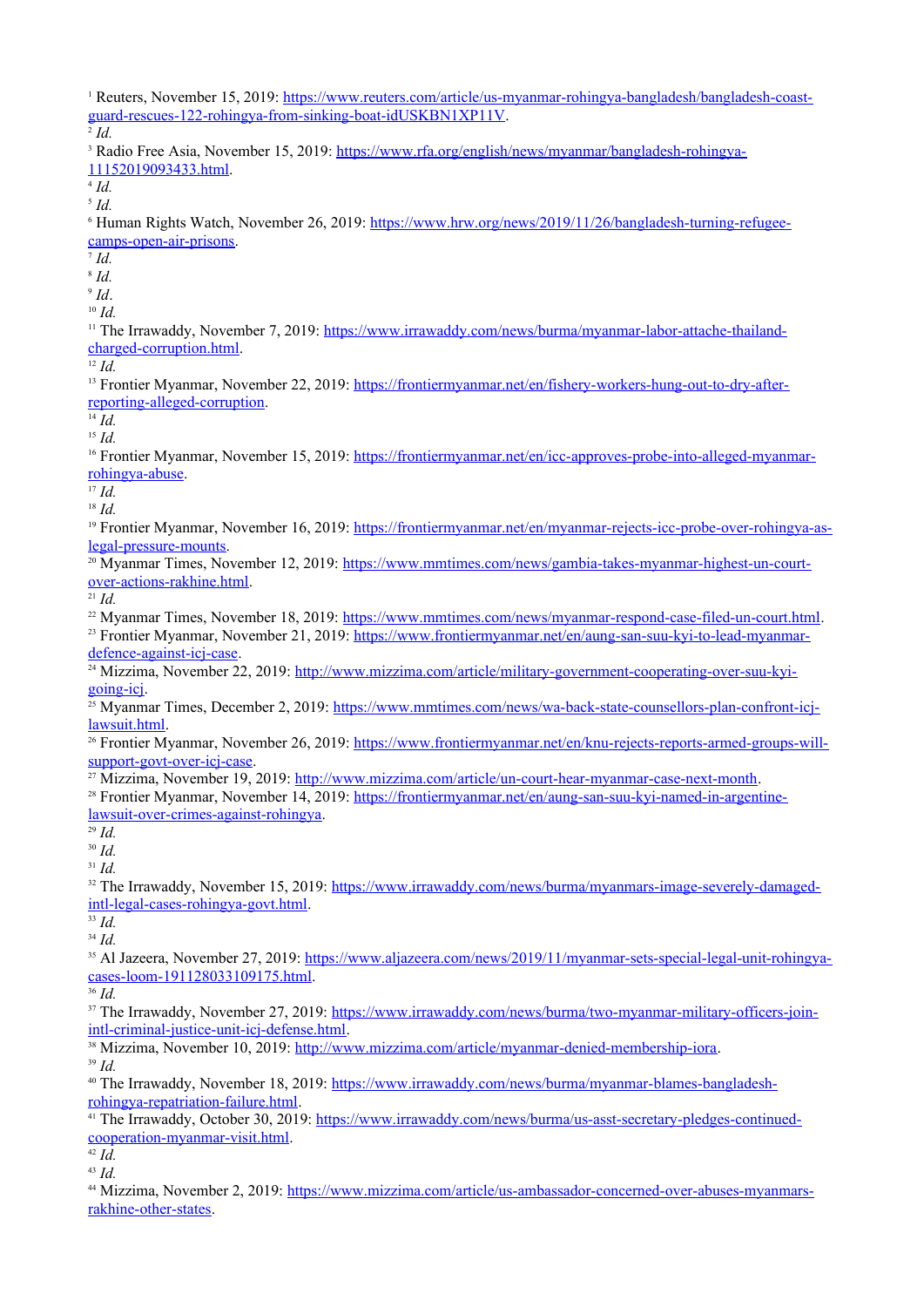[1] Reuters, November 15, 2019: https://www.reuters.com/article/us-myanmar-rohingya-bangladesh/bangladesh-coast-guard-rescues-122-rohingya-from-sinking-boat-idUSKBN1XP11V.

[2] *Id.*

[3] Radio Free Asia, November 15, 2019: https://www.rfa.org/english/news/myanmar/bangladesh-rohingya-11152019093433.html.

[4] *Id.*

[5] *Id.*

[6] Human Rights Watch, November 26, 2019: https://www.hrw.org/news/2019/11/26/bangladesh-turning-refugee-camps-open-air-prisons.

[7] *Id.*

[8] *Id.*

[9] *Id*.

[10] *Id.*

[11] The Irrawaddy, November 7, 2019: https://www.irrawaddy.com/news/burma/myanmar-labor-attache-thailand-charged-corruption.html.

[12] *Id.*

[13] Frontier Myanmar, November 22, 2019: https://frontiermyanmar.net/en/fishery-workers-hung-out-to-dry-after-reporting-alleged-corruption.

[14] *Id.*

[15] *Id.*

[16] Frontier Myanmar, November 15, 2019: https://frontiermyanmar.net/en/icc-approves-probe-into-alleged-myanmar-rohingya-abuse.

[17] *Id.*

[18] *Id.*

[19] Frontier Myanmar, November 16, 2019: https://frontiermyanmar.net/en/myanmar-rejects-icc-probe-over-rohingya-as-legal-pressure-mounts.

[20] Myanmar Times, November 12, 2019: https://www.mmtimes.com/news/gambia-takes-myanmar-highest-un-court-over-actions-rakhine.html.

[21] *Id.*

[22] Myanmar Times, November 18, 2019: https://www.mmtimes.com/news/myanmar-respond-case-filed-un-court.html.

[23] Frontier Myanmar, November 21, 2019: https://www.frontiermyanmar.net/en/aung-san-suu-kyi-to-lead-myanmar-defence-against-icj-case.

[24] Mizzima, November 22, 2019: http://www.mizzima.com/article/military-government-cooperating-over-suu-kyi-going-icj.

[25] Myanmar Times, December 2, 2019: https://www.mmtimes.com/news/wa-back-state-counsellors-plan-confront-icj-lawsuit.html.

[26] Frontier Myanmar, November 26, 2019: https://www.frontiermyanmar.net/en/knu-rejects-reports-armed-groups-will-support-govt-over-icj-case.

[27] Mizzima, November 19, 2019: http://www.mizzima.com/article/un-court-hear-myanmar-case-next-month.

[28] Frontier Myanmar, November 14, 2019: https://frontiermyanmar.net/en/aung-san-suu-kyi-named-in-argentine-lawsuit-over-crimes-against-rohingya.

[29] *Id.*

[30] *Id.*

[31] *Id.*

[32] The Irrawaddy, November 15, 2019: https://www.irrawaddy.com/news/burma/myanmars-image-severely-damaged-intl-legal-cases-rohingya-govt.html.

[33] *Id.*

[34] *Id.*

[35] Al Jazeera, November 27, 2019: https://www.aljazeera.com/news/2019/11/myanmar-sets-special-legal-unit-rohingya-cases-loom-191128033109175.html.

[36] *Id.*

[37] The Irrawaddy, November 27, 2019: https://www.irrawaddy.com/news/burma/two-myanmar-military-officers-join-intl-criminal-justice-unit-icj-defense.html.

[38] Mizzima, November 10, 2019: http://www.mizzima.com/article/myanmar-denied-membership-iora.

[39] *Id.*

[40] The Irrawaddy, November 18, 2019: https://www.irrawaddy.com/news/burma/myanmar-blames-bangladesh-rohingya-repatriation-failure.html.

[41] The Irrawaddy, October 30, 2019: https://www.irrawaddy.com/news/burma/us-asst-secretary-pledges-continued-cooperation-myanmar-visit.html.

[42] *Id.*

[43] *Id.*

[44] Mizzima, November 2, 2019: https://www.mizzima.com/article/us-ambassador-concerned-over-abuses-myanmars-rakhine-other-states.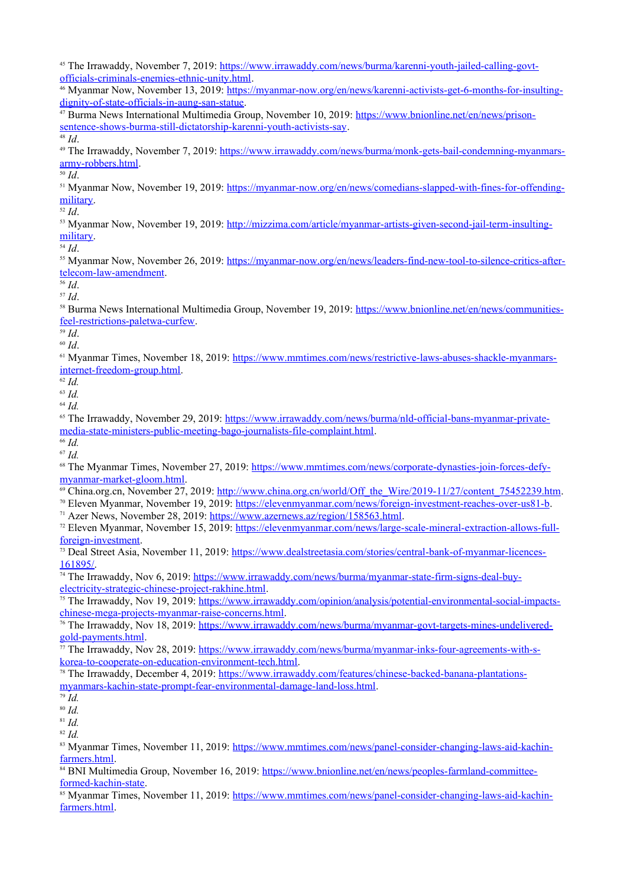[45] The Irrawaddy, November 7, 2019: https://www.irrawaddy.com/news/burma/karenni-youth-jailed-calling-govt-officials-criminals-enemies-ethnic-unity.html.

[46] Myanmar Now, November 13, 2019: https://myanmar-now.org/en/news/karenni-activists-get-6-months-for-insulting-dignity-of-state-officials-in-aung-san-statue.

[47] Burma News International Multimedia Group, November 10, 2019: https://www.bnionline.net/en/news/prison-sentence-shows-burma-still-dictatorship-karenni-youth-activists-say.

[48] *Id*.

[49] The Irrawaddy, November 7, 2019: https://www.irrawaddy.com/news/burma/monk-gets-bail-condemning-myanmars-army-robbers.html.

[50] *Id*.

[51] Myanmar Now, November 19, 2019: https://myanmar-now.org/en/news/comedians-slapped-with-fines-for-offending-military.

[52] *Id*.

[53] Myanmar Now, November 19, 2019: http://mizzima.com/article/myanmar-artists-given-second-jail-term-insulting-military.

[54] *Id*.

[55] Myanmar Now, November 26, 2019: https://myanmar-now.org/en/news/leaders-find-new-tool-to-silence-critics-after-telecom-law-amendment.

[56] *Id*.

[57] *Id*.

[58] Burma News International Multimedia Group, November 19, 2019: https://www.bnionline.net/en/news/communities-feel-restrictions-paletwa-curfew.

[59] *Id*.

[60] *Id*.

[61] Myanmar Times, November 18, 2019: https://www.mmtimes.com/news/restrictive-laws-abuses-shackle-myanmars-internet-freedom-group.html.

[62] *Id.*

[63] *Id.*

[64] *Id.*

[65] The Irrawaddy, November 29, 2019: https://www.irrawaddy.com/news/burma/nld-official-bans-myanmar-private-media-state-ministers-public-meeting-bago-journalists-file-complaint.html.

[66] *Id.*

[67] *Id.*

[68] The Myanmar Times, November 27, 2019: https://www.mmtimes.com/news/corporate-dynasties-join-forces-defy-myanmar-market-gloom.html.

[69] China.org.cn, November 27, 2019: http://www.china.org.cn/world/Off_the_Wire/2019-11/27/content_75452239.htm.

[70] Eleven Myanmar, November 19, 2019: https://elevenmyanmar.com/news/foreign-investment-reaches-over-us81-b.

[71] Azer News, November 28, 2019: https://www.azernews.az/region/158563.html.

[72] Eleven Myanmar, November 15, 2019: https://elevenmyanmar.com/news/large-scale-mineral-extraction-allows-full-foreign-investment.

[73] Deal Street Asia, November 11, 2019: https://www.dealstreetasia.com/stories/central-bank-of-myanmar-licences-161895/.

[74] The Irrawaddy, Nov 6, 2019: https://www.irrawaddy.com/news/burma/myanmar-state-firm-signs-deal-buy-electricity-strategic-chinese-project-rakhine.html.

[75] The Irrawaddy, Nov 19, 2019: https://www.irrawaddy.com/opinion/analysis/potential-environmental-social-impacts-chinese-mega-projects-myanmar-raise-concerns.html.

[76] The Irrawaddy, Nov 18, 2019: https://www.irrawaddy.com/news/burma/myanmar-govt-targets-mines-undelivered-gold-payments.html.

[77] The Irrawaddy, Nov 28, 2019: https://www.irrawaddy.com/news/burma/myanmar-inks-four-agreements-with-s-korea-to-cooperate-on-education-environment-tech.html.

[78] The Irrawaddy, December 4, 2019: https://www.irrawaddy.com/features/chinese-backed-banana-plantations-myanmars-kachin-state-prompt-fear-environmental-damage-land-loss.html.

[79] *Id.*

[80] *Id.*

[81] *Id.*

[82] *Id.*

[83] Myanmar Times, November 11, 2019: https://www.mmtimes.com/news/panel-consider-changing-laws-aid-kachin-farmers.html.

[84] BNI Multimedia Group, November 16, 2019: https://www.bnionline.net/en/news/peoples-farmland-committee-formed-kachin-state.

[85] Myanmar Times, November 11, 2019: https://www.mmtimes.com/news/panel-consider-changing-laws-aid-kachin-farmers.html.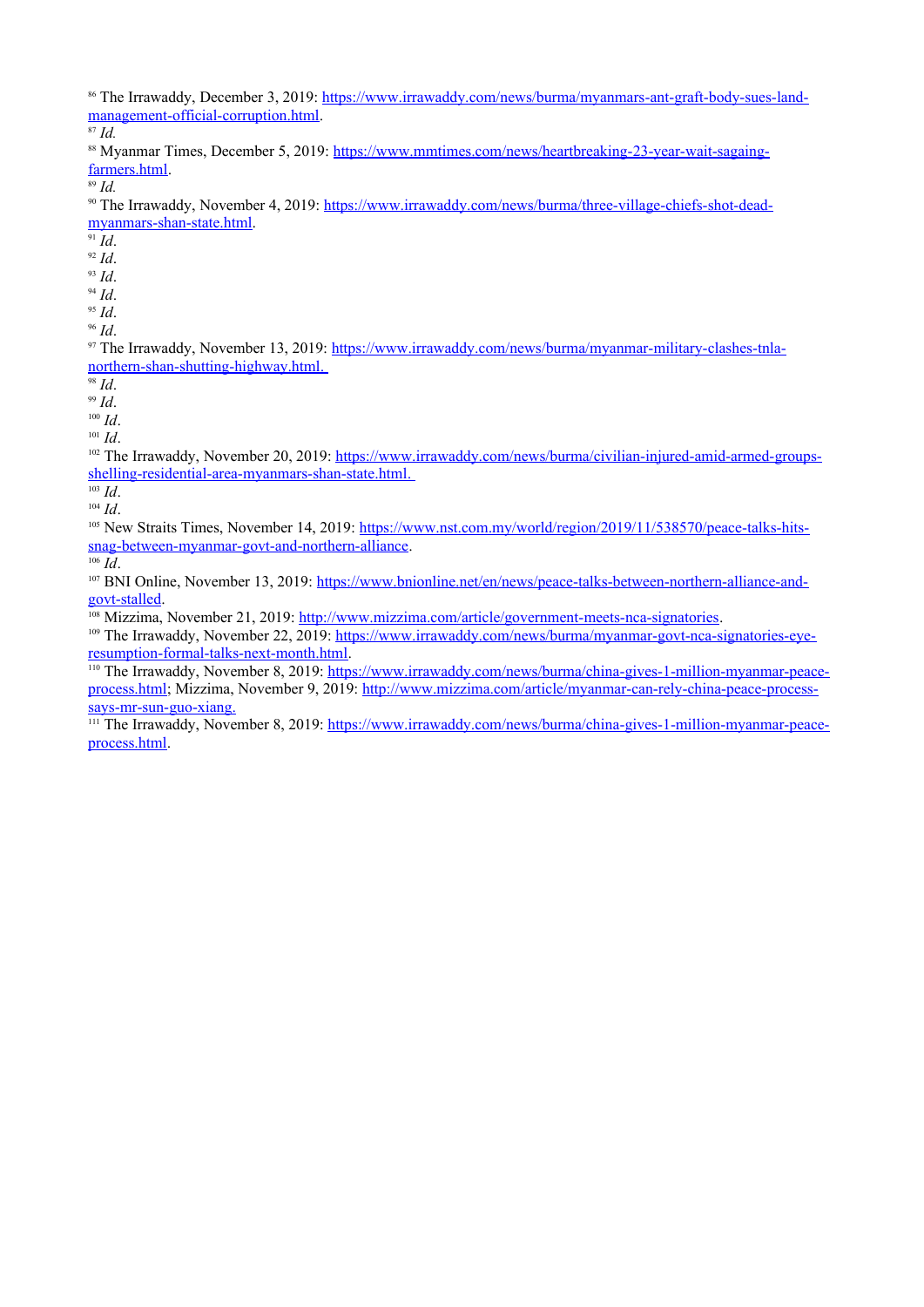[86] The Irrawaddy, December 3, 2019: https://www.irrawaddy.com/news/burma/myanmars-ant-graft-body-sues-land-management-official-corruption.html.

[87] *Id.*

[88] Myanmar Times, December 5, 2019: https://www.mmtimes.com/news/heartbreaking-23-year-wait-sagaing-farmers.html.

[89] *Id.*

[90] The Irrawaddy, November 4, 2019: https://www.irrawaddy.com/news/burma/three-village-chiefs-shot-dead-myanmars-shan-state.html.

[91] *Id*.

[92] *Id*.

[93] *Id*.

[94] *Id*.

[95] *Id*.

[96] *Id*.

[97] The Irrawaddy, November 13, 2019: https://www.irrawaddy.com/news/burma/myanmar-military-clashes-tnla-northern-shan-shutting-highway.html.

[98] *Id*.

[99] *Id*.

[100] *Id*.

[101] *Id*.

[102] The Irrawaddy, November 20, 2019: https://www.irrawaddy.com/news/burma/civilian-injured-amid-armed-groups-shelling-residential-area-myanmars-shan-state.html.

[103] *Id*.

[104] *Id*.

[105] New Straits Times, November 14, 2019: https://www.nst.com.my/world/region/2019/11/538570/peace-talks-hits-snag-between-myanmar-govt-and-northern-alliance.

[106] *Id*.

[107] BNI Online, November 13, 2019: https://www.bnionline.net/en/news/peace-talks-between-northern-alliance-and-govt-stalled.

[108] Mizzima, November 21, 2019: http://www.mizzima.com/article/government-meets-nca-signatories.

[109] The Irrawaddy, November 22, 2019: https://www.irrawaddy.com/news/burma/myanmar-govt-nca-signatories-eye-resumption-formal-talks-next-month.html.

[110] The Irrawaddy, November 8, 2019: https://www.irrawaddy.com/news/burma/china-gives-1-million-myanmar-peace-process.html; Mizzima, November 9, 2019: http://www.mizzima.com/article/myanmar-can-rely-china-peace-process-says-mr-sun-guo-xiang.

[111] The Irrawaddy, November 8, 2019: https://www.irrawaddy.com/news/burma/china-gives-1-million-myanmar-peace-process.html.